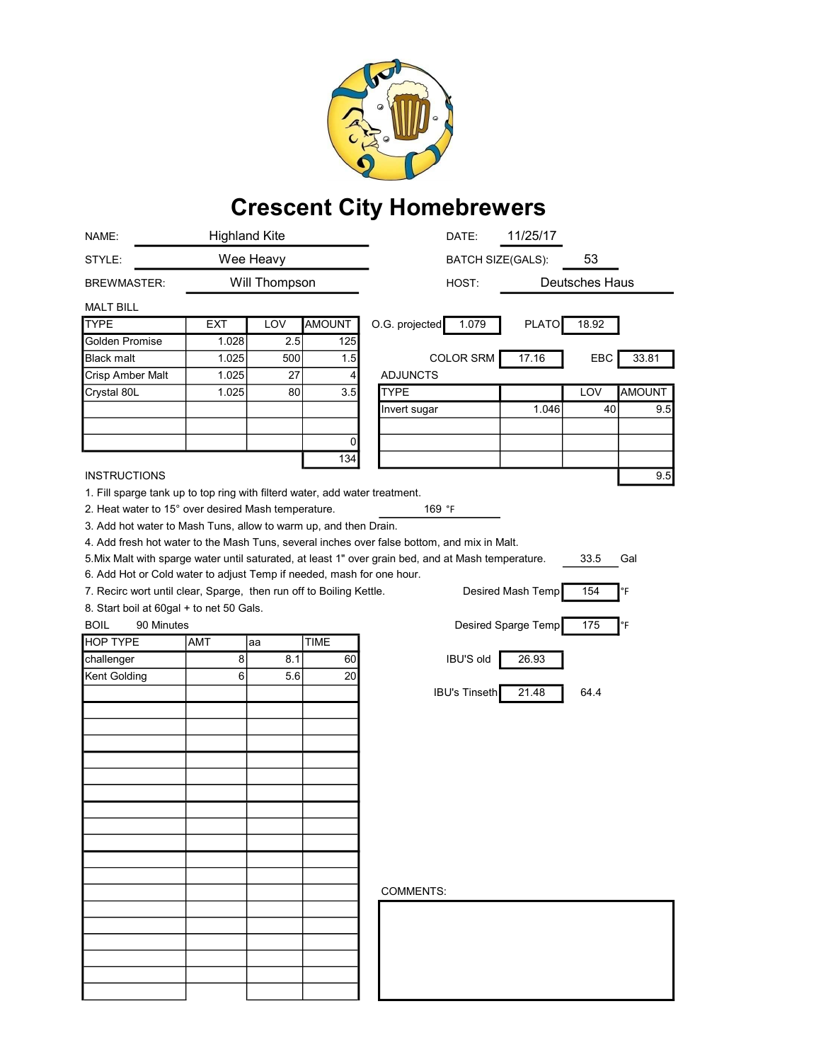# Crescent City Homebrewers

| | | | |
|---|---|---|---|
| NAME: | Highland Kite | DATE: | 11/25/17 |
| STYLE: | Wee Heavy | BATCH SIZE(GALS): | 53 |
| BREWMASTER: | Will Thompson | HOST: | Deutsches Haus |

MALT BILL

| TYPE | EXT | LOV | AMOUNT |
|---|---|---|---|
| Golden Promise | 1.028 | 2.5 | 125 |
| Black malt | 1.025 | 500 | 1.5 |
| Crisp Amber Malt | 1.025 | 27 | 4 |
| Crystal 80L | 1.025 | 80 | 3.5 |
| | | | |
| | | | |
| | | | 0 |
| | | | 134 |

O.G. projected: 1.079 PLATO: 18.92

COLOR SRM: 17.16 EBC: 33.81

ADJUNCTS

| TYPE | | LOV | AMOUNT |
|---|---|---|---|
| Invert sugar | 1.046 | 40 | 9.5 |
| | | | |
| | | | |
| | | | |
| | | | 9.5 |

INSTRUCTIONS

1. Fill sparge tank up to top ring with filterd water, add water treatment.
2. Heat water to 15° over desired Mash temperature. 169 °F
3. Add hot water to Mash Tuns, allow to warm up, and then Drain.
4. Add fresh hot water to the Mash Tuns, several inches over false bottom, and mix in Malt.
5. Mix Malt with sparge water until saturated, at least 1" over grain bed, and at Mash temperature. 33.5 Gal
6. Add Hot or Cold water to adjust Temp if needed, mash for one hour.
7. Recirc wort until clear, Sparge, then run off to Boiling Kettle.
8. Start boil at 60gal + to net 50 Gals.

Desired Mash Temp: 154 °F

Desired Sparge Temp: 175 °F

BOIL 90 Minutes

| HOP TYPE | AMT | aa | TIME |
|---|---|---|---|
| challenger | 8 | 8.1 | 60 |
| Kent Golding | 6 | 5.6 | 20 |

IBU'S old: 26.93

IBU's Tinseth: 21.48 64.4

COMMENTS: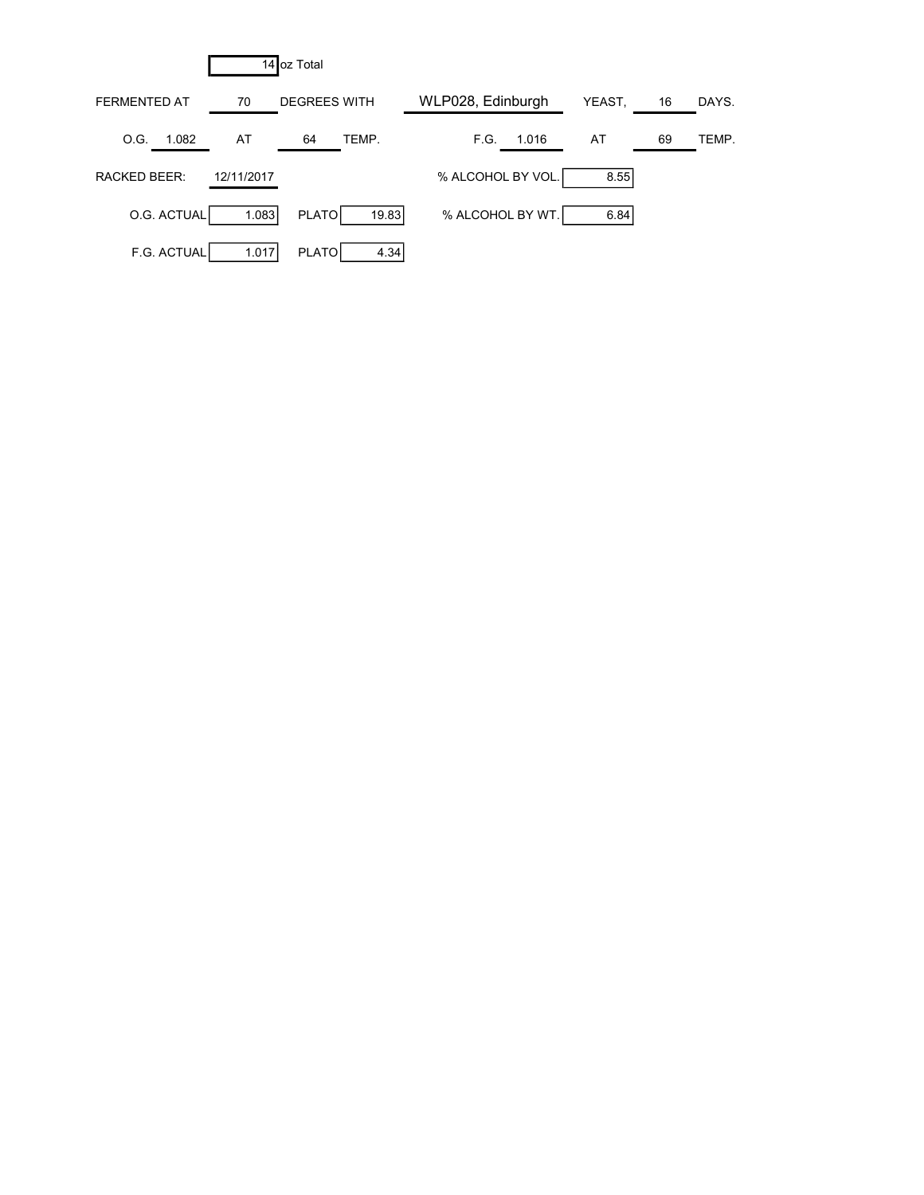14 oz Total

FERMENTED AT 70 DEGREES WITH WLP028, Edinburgh YEAST, 16 DAYS.

O.G. 1.082 AT 64 TEMP. F.G. 1.016 AT 69 TEMP.

RACKED BEER: 12/11/2017

% ALCOHOL BY VOL. 8.55

O.G. ACTUAL 1.083 PLATO 19.83

% ALCOHOL BY WT. 6.84

F.G. ACTUAL 1.017 PLATO 4.34